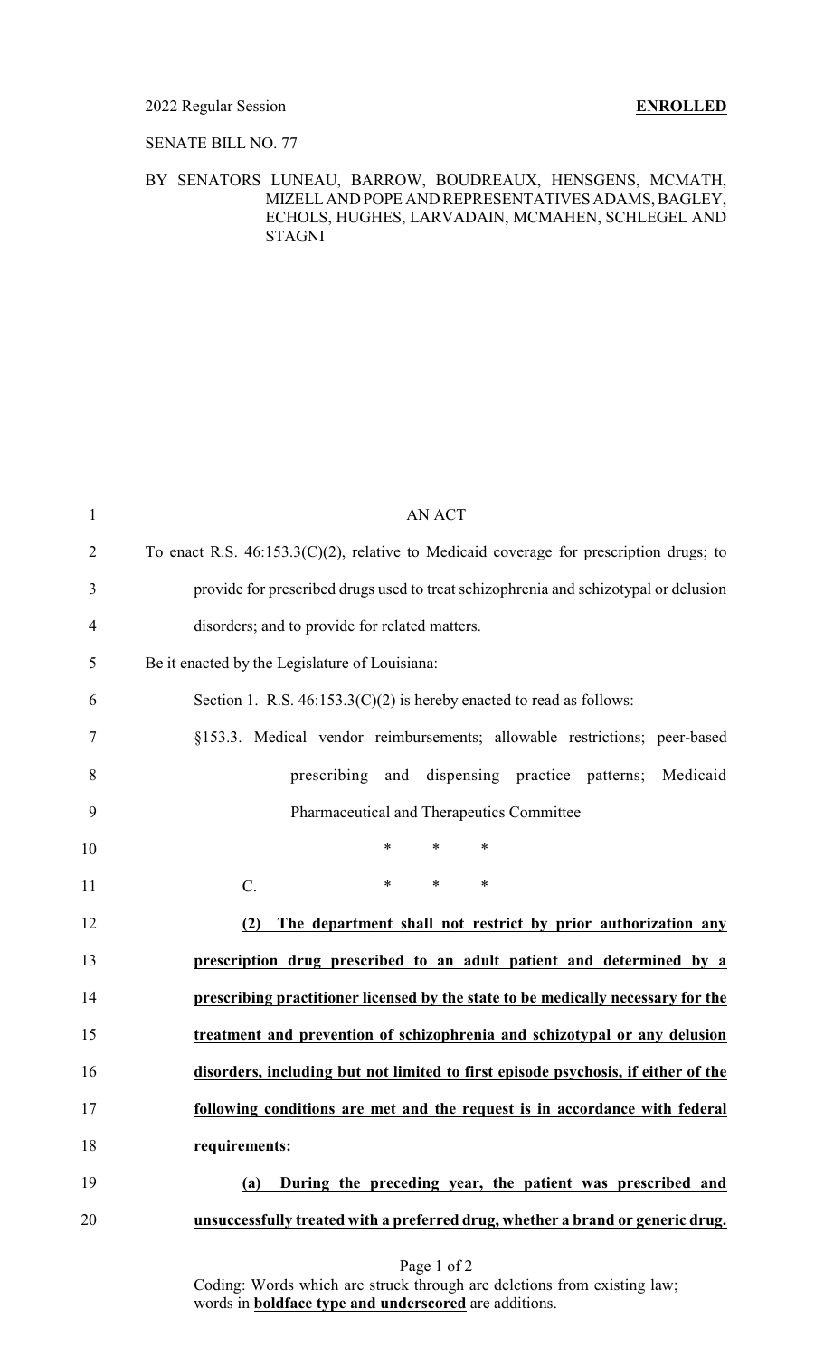2022 Regular Session **ENROLLED**

SENATE BILL NO. 77

BY SENATORS LUNEAU, BARROW, BOUDREAUX, HENSGENS, MCMATH, MIZELL AND POPE AND REPRESENTATIVES ADAMS, BAGLEY, ECHOLS, HUGHES, LARVADAIN, MCMAHEN, SCHLEGEL AND STAGNI

AN ACT

To enact R.S. 46:153.3(C)(2), relative to Medicaid coverage for prescription drugs; to provide for prescribed drugs used to treat schizophrenia and schizotypal or delusion disorders; and to provide for related matters.

Be it enacted by the Legislature of Louisiana:

Section 1. R.S. 46:153.3(C)(2) is hereby enacted to read as follows:

§153.3. Medical vendor reimbursements; allowable restrictions; peer-based prescribing and dispensing practice patterns; Medicaid Pharmaceutical and Therapeutics Committee

\* \* \*

C. \* \* \*

**(2) The department shall not restrict by prior authorization any prescription drug prescribed to an adult patient and determined by a prescribing practitioner licensed by the state to be medically necessary for the treatment and prevention of schizophrenia and schizotypal or any delusion disorders, including but not limited to first episode psychosis, if either of the following conditions are met and the request is in accordance with federal requirements:**

**(a) During the preceding year, the patient was prescribed and unsuccessfully treated with a preferred drug, whether a brand or generic drug.**

Coding: Words which are ~~struck through~~ are deletions from existing law; words in **boldface type and underscored** are additions.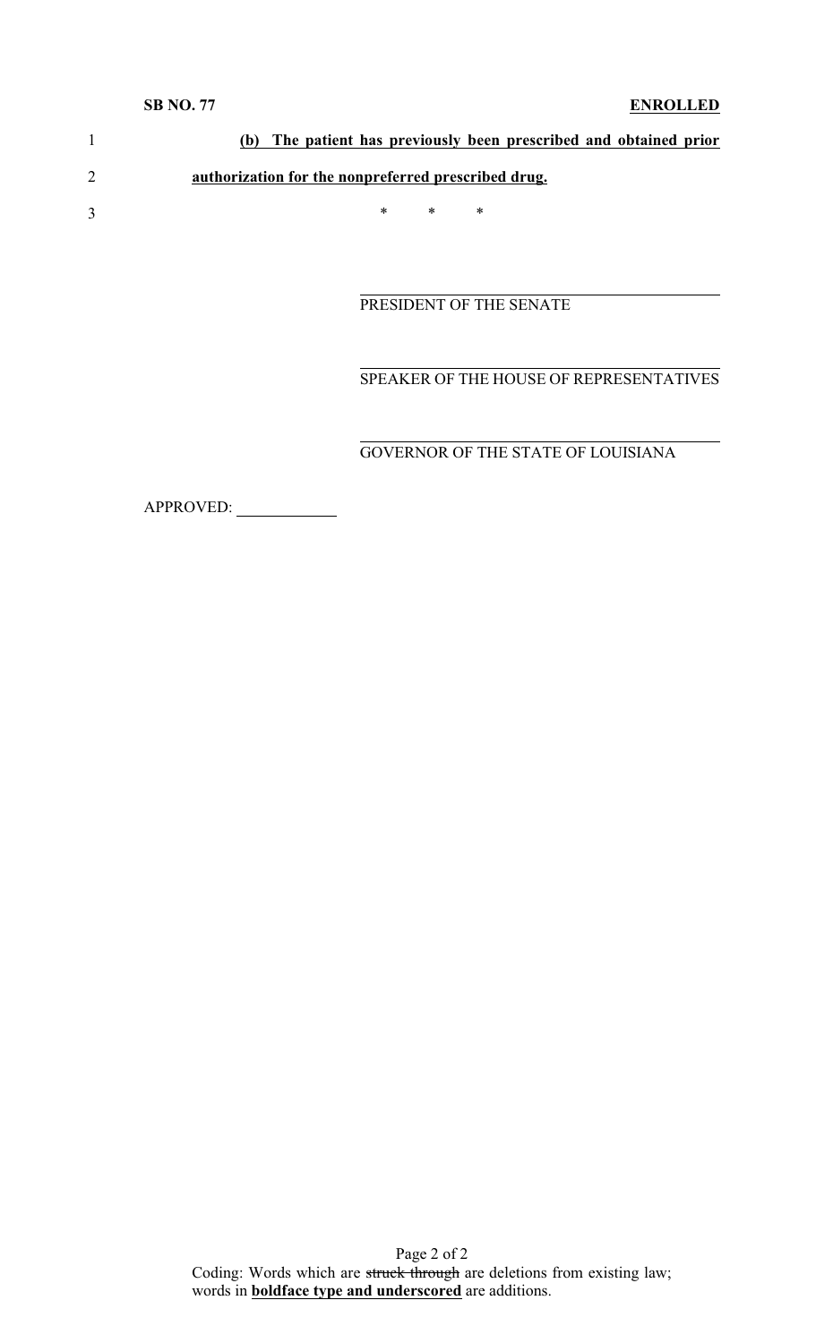**(b) The patient has previously been prescribed and obtained prior authorization for the nonpreferred prescribed drug.**

\* \* \*

PRESIDENT OF THE SENATE

SPEAKER OF THE HOUSE OF REPRESENTATIVES

GOVERNOR OF THE STATE OF LOUISIANA

APPROVED: ____________

Coding: Words which are ~~struck through~~ are deletions from existing law; words in **boldface type and underscored** are additions.